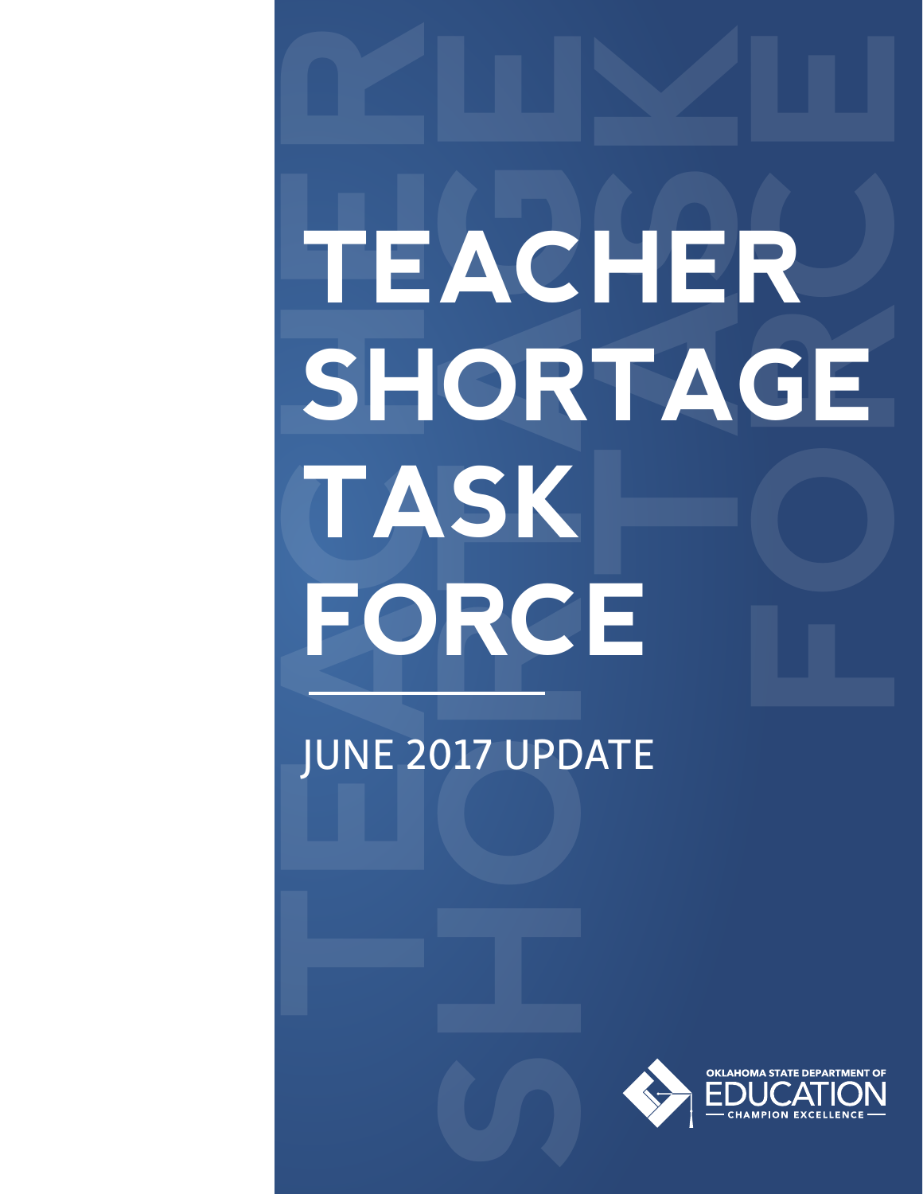# TEACHER SHORTAGE TASK FORCE

JUNE 2017 UPDATE

OKLAHOMA STATE DEPARTMENT OF EDUCATION

CHAMPION EXCELLENCE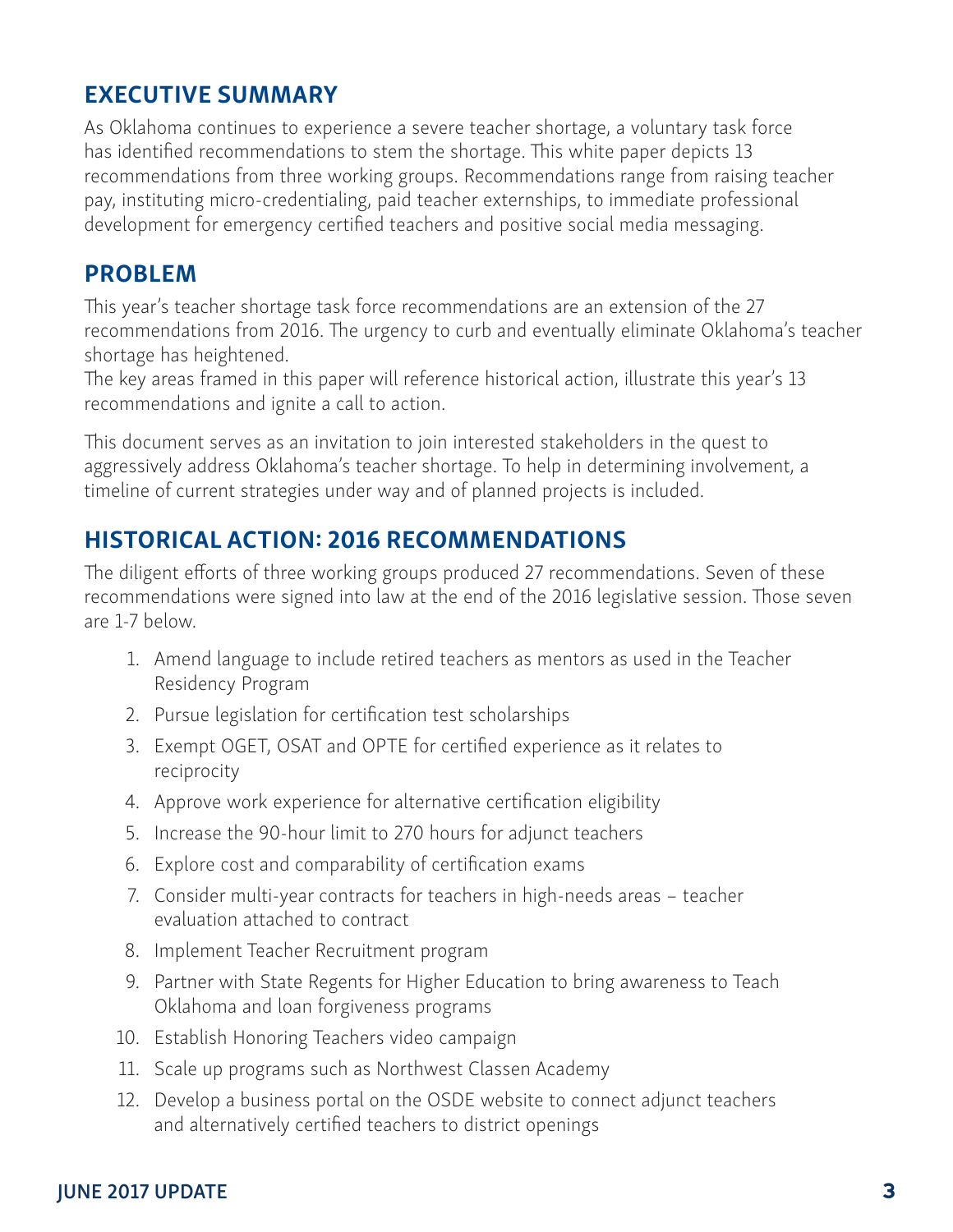## EXECUTIVE SUMMARY

As Oklahoma continues to experience a severe teacher shortage, a voluntary task force has identified recommendations to stem the shortage. This white paper depicts 13 recommendations from three working groups. Recommendations range from raising teacher pay, instituting micro-credentialing, paid teacher externships, to immediate professional development for emergency certified teachers and positive social media messaging.

## PROBLEM

This year's teacher shortage task force recommendations are an extension of the 27 recommendations from 2016. The urgency to curb and eventually eliminate Oklahoma's teacher shortage has heightened.

The key areas framed in this paper will reference historical action, illustrate this year's 13 recommendations and ignite a call to action.

This document serves as an invitation to join interested stakeholders in the quest to aggressively address Oklahoma's teacher shortage. To help in determining involvement, a timeline of current strategies under way and of planned projects is included.

## HISTORICAL ACTION: 2016 RECOMMENDATIONS

The diligent efforts of three working groups produced 27 recommendations. Seven of these recommendations were signed into law at the end of the 2016 legislative session. Those seven are 1-7 below.

1. Amend language to include retired teachers as mentors as used in the Teacher Residency Program
2. Pursue legislation for certification test scholarships
3. Exempt OGET, OSAT and OPTE for certified experience as it relates to reciprocity
4. Approve work experience for alternative certification eligibility
5. Increase the 90-hour limit to 270 hours for adjunct teachers
6. Explore cost and comparability of certification exams
7. Consider multi-year contracts for teachers in high-needs areas – teacher evaluation attached to contract
8. Implement Teacher Recruitment program
9. Partner with State Regents for Higher Education to bring awareness to Teach Oklahoma and loan forgiveness programs
10. Establish Honoring Teachers video campaign
11. Scale up programs such as Northwest Classen Academy
12. Develop a business portal on the OSDE website to connect adjunct teachers and alternatively certified teachers to district openings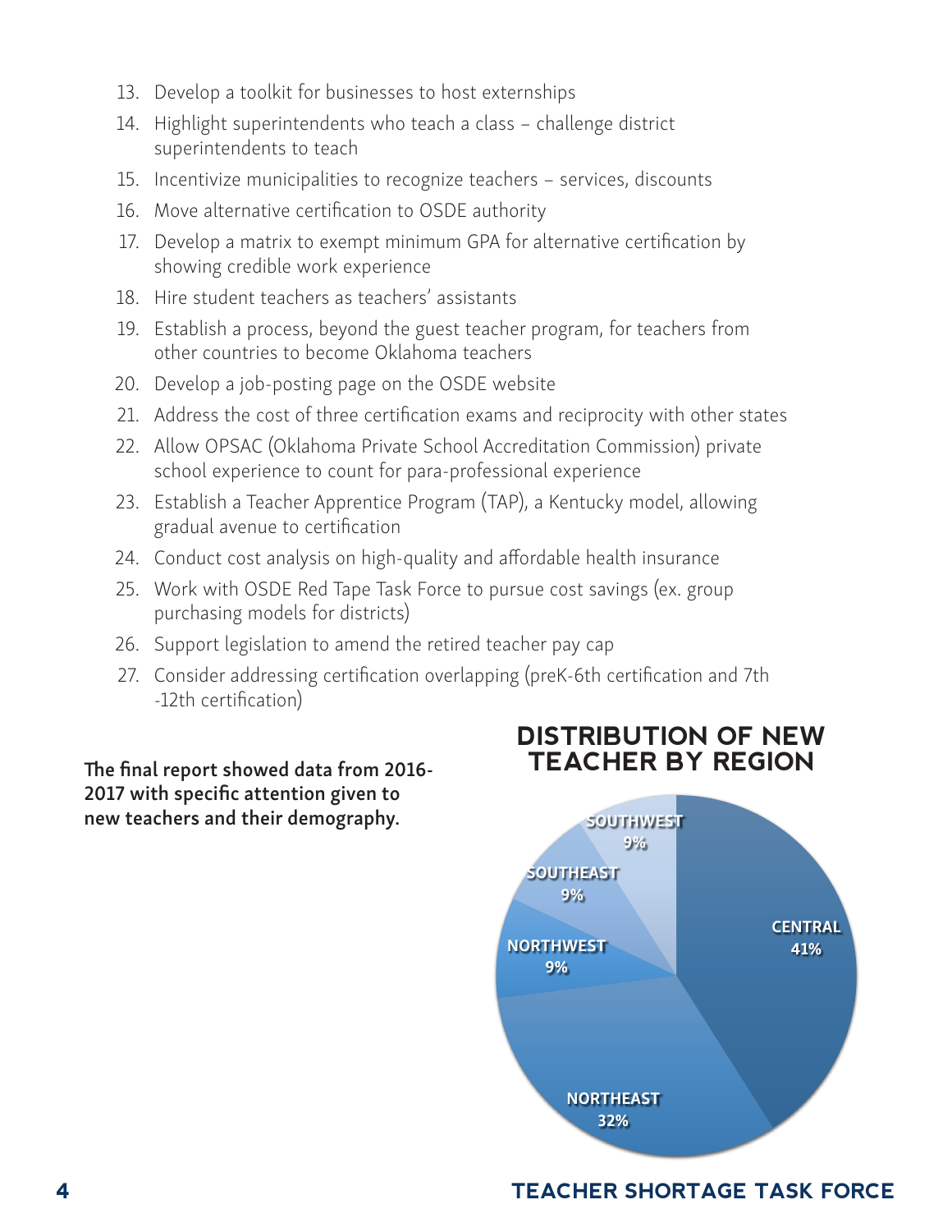13. Develop a toolkit for businesses to host externships
14. Highlight superintendents who teach a class – challenge district superintendents to teach
15. Incentivize municipalities to recognize teachers – services, discounts
16. Move alternative certification to OSDE authority
17. Develop a matrix to exempt minimum GPA for alternative certification by showing credible work experience
18. Hire student teachers as teachers' assistants
19. Establish a process, beyond the guest teacher program, for teachers from other countries to become Oklahoma teachers
20. Develop a job-posting page on the OSDE website
21. Address the cost of three certification exams and reciprocity with other states
22. Allow OPSAC (Oklahoma Private School Accreditation Commission) private school experience to count for para-professional experience
23. Establish a Teacher Apprentice Program (TAP), a Kentucky model, allowing gradual avenue to certification
24. Conduct cost analysis on high-quality and affordable health insurance
25. Work with OSDE Red Tape Task Force to pursue cost savings (ex. group purchasing models for districts)
26. Support legislation to amend the retired teacher pay cap
27. Consider addressing certification overlapping (preK-6th certification and 7th -12th certification)

**The final report showed data from 2016-2017 with specific attention given to new teachers and their demography.**

## DISTRIBUTION OF NEW TEACHER BY REGION

| Region | Percentage |
|---|---|
| CENTRAL | 41% |
| NORTHEAST | 32% |
| NORTHWEST | 9% |
| SOUTHEAST | 9% |
| SOUTHWEST | 9% |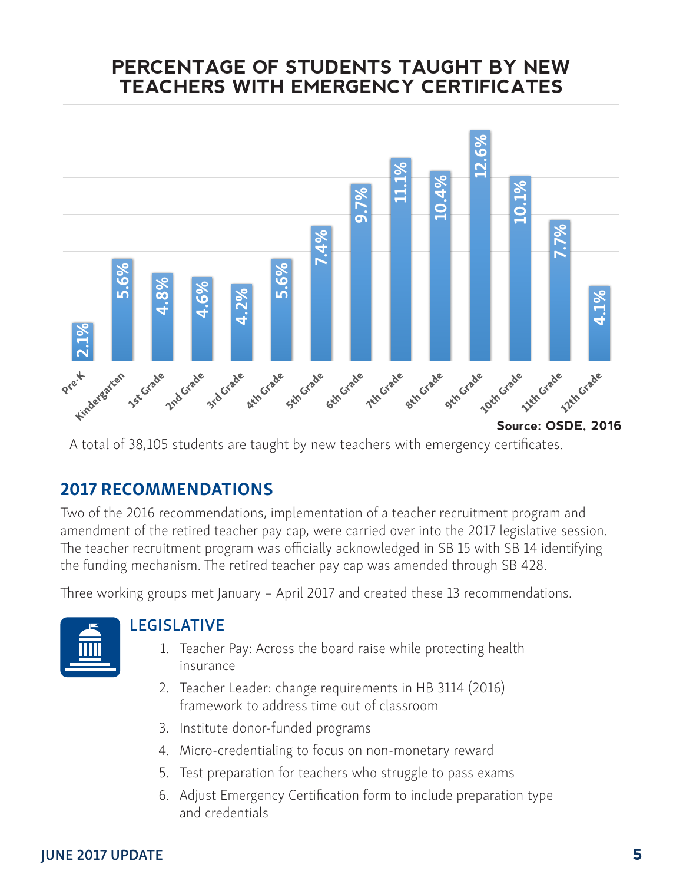## PERCENTAGE OF STUDENTS TAUGHT BY NEW TEACHERS WITH EMERGENCY CERTIFICATES

| Grade | Percentage |
|---|---|
| Pre-K | 2.1% |
| Kindergarten | 5.6% |
| 1st Grade | 4.8% |
| 2nd Grade | 4.6% |
| 3rd Grade | 4.2% |
| 4th Grade | 5.6% |
| 5th Grade | 7.4% |
| 6th Grade | 9.7% |
| 7th Grade | 11.1% |
| 8th Grade | 10.4% |
| 9th Grade | 12.6% |
| 10th Grade | 10.1% |
| 11th Grade | 7.7% |
| 12th Grade | 4.1% |

**Source: OSDE, 2016**

A total of 38,105 students are taught by new teachers with emergency certificates.

## 2017 RECOMMENDATIONS

Two of the 2016 recommendations, implementation of a teacher recruitment program and amendment of the retired teacher pay cap, were carried over into the 2017 legislative session. The teacher recruitment program was officially acknowledged in SB 15 with SB 14 identifying the funding mechanism. The retired teacher pay cap was amended through SB 428.

Three working groups met January – April 2017 and created these 13 recommendations.

### LEGISLATIVE

1. Teacher Pay: Across the board raise while protecting health insurance
2. Teacher Leader: change requirements in HB 3114 (2016) framework to address time out of classroom
3. Institute donor-funded programs
4. Micro-credentialing to focus on non-monetary reward
5. Test preparation for teachers who struggle to pass exams
6. Adjust Emergency Certification form to include preparation type and credentials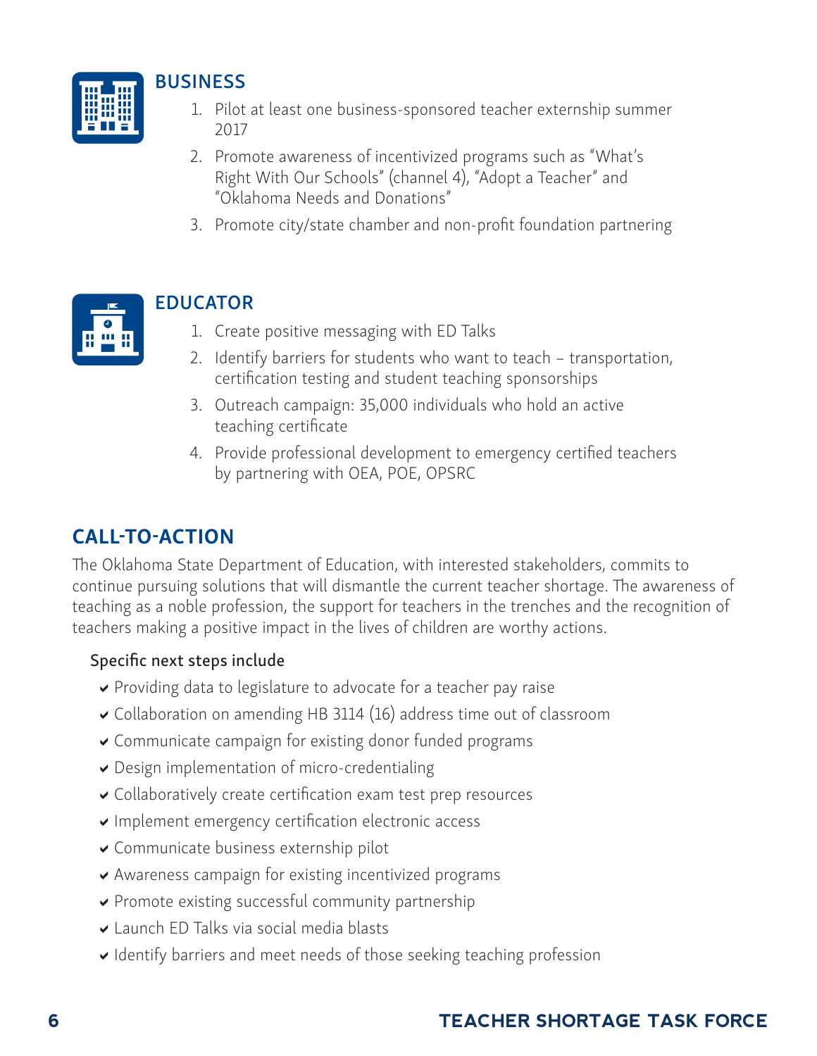## BUSINESS

1. Pilot at least one business-sponsored teacher externship summer 2017
2. Promote awareness of incentivized programs such as "What's Right With Our Schools" (channel 4), "Adopt a Teacher" and "Oklahoma Needs and Donations"
3. Promote city/state chamber and non-profit foundation partnering

## EDUCATOR

1. Create positive messaging with ED Talks
2. Identify barriers for students who want to teach – transportation, certification testing and student teaching sponsorships
3. Outreach campaign: 35,000 individuals who hold an active teaching certificate
4. Provide professional development to emergency certified teachers by partnering with OEA, POE, OPSRC

## CALL-TO-ACTION

The Oklahoma State Department of Education, with interested stakeholders, commits to continue pursuing solutions that will dismantle the current teacher shortage. The awareness of teaching as a noble profession, the support for teachers in the trenches and the recognition of teachers making a positive impact in the lives of children are worthy actions.

Specific next steps include

- Providing data to legislature to advocate for a teacher pay raise
- Collaboration on amending HB 3114 (16) address time out of classroom
- Communicate campaign for existing donor funded programs
- Design implementation of micro-credentialing
- Collaboratively create certification exam test prep resources
- Implement emergency certification electronic access
- Communicate business externship pilot
- Awareness campaign for existing incentivized programs
- Promote existing successful community partnership
- Launch ED Talks via social media blasts
- Identify barriers and meet needs of those seeking teaching profession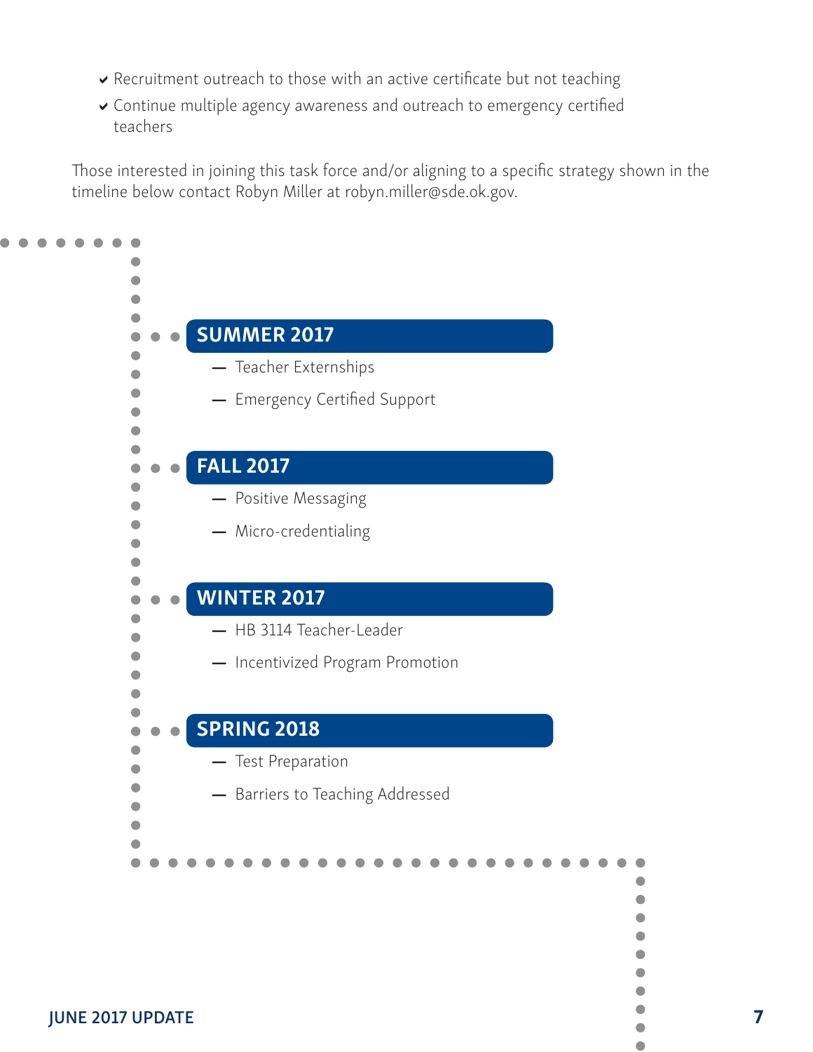- ✔ Recruitment outreach to those with an active certificate but not teaching
- ✔ Continue multiple agency awareness and outreach to emergency certified teachers

Those interested in joining this task force and/or aligning to a specific strategy shown in the timeline below contact Robyn Miller at robyn.miller@sde.ok.gov.

## SUMMER 2017

- Teacher Externships
- Emergency Certified Support

## FALL 2017

- Positive Messaging
- Micro-credentialing

## WINTER 2017

- HB 3114 Teacher-Leader
- Incentivized Program Promotion

## SPRING 2018

- Test Preparation
- Barriers to Teaching Addressed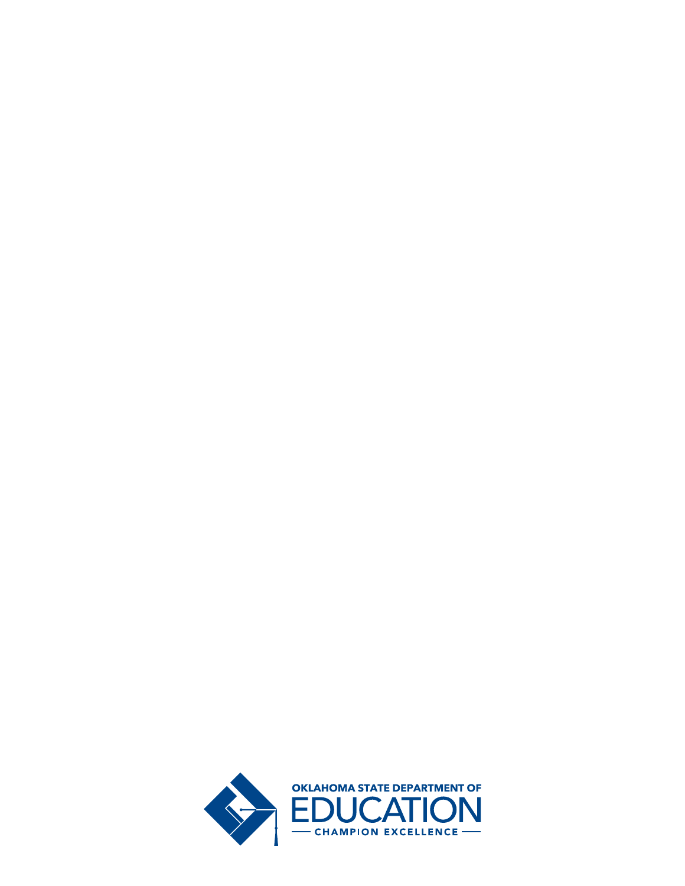OKLAHOMA STATE DEPARTMENT OF

EDUCATION

CHAMPION EXCELLENCE